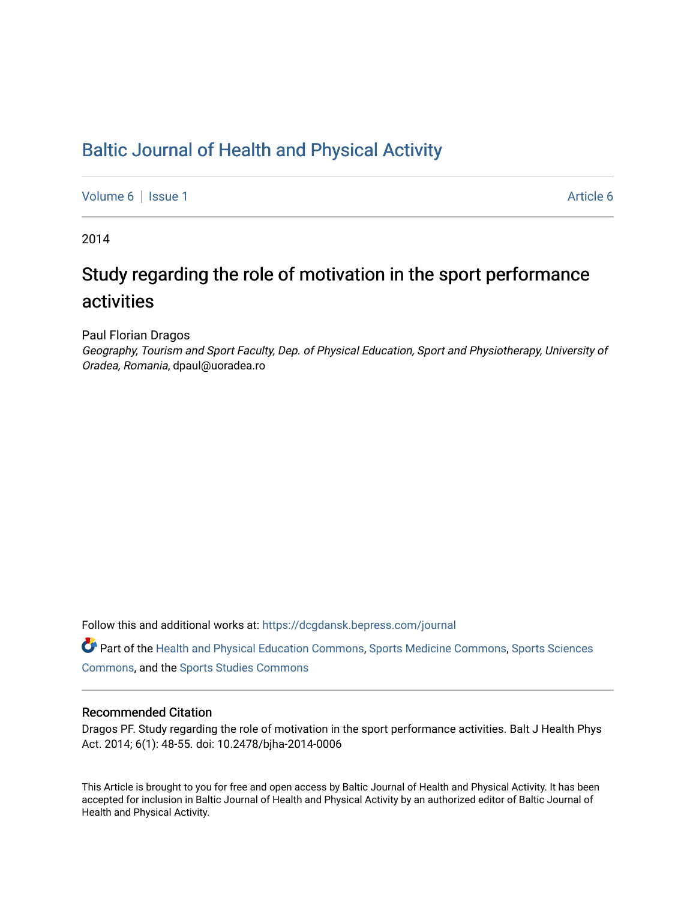# Baltic Journal of Health and Physical Activity

Volume 6 | Issue 1 Article 6

2014

## Study regarding the role of motivation in the sport performance activities

Paul Florian Dragos

*Geography, Tourism and Sport Faculty, Dep. of Physical Education, Sport and Physiotherapy, University of Oradea, Romania*, dpaul@uoradea.ro

Follow this and additional works at: https://dcgdansk.bepress.com/journal

Part of the Health and Physical Education Commons, Sports Medicine Commons, Sports Sciences Commons, and the Sports Studies Commons

### Recommended Citation

Dragos PF. Study regarding the role of motivation in the sport performance activities. Balt J Health Phys Act. 2014; 6(1): 48-55. doi: 10.2478/bjha-2014-0006

This Article is brought to you for free and open access by Baltic Journal of Health and Physical Activity. It has been accepted for inclusion in Baltic Journal of Health and Physical Activity by an authorized editor of Baltic Journal of Health and Physical Activity.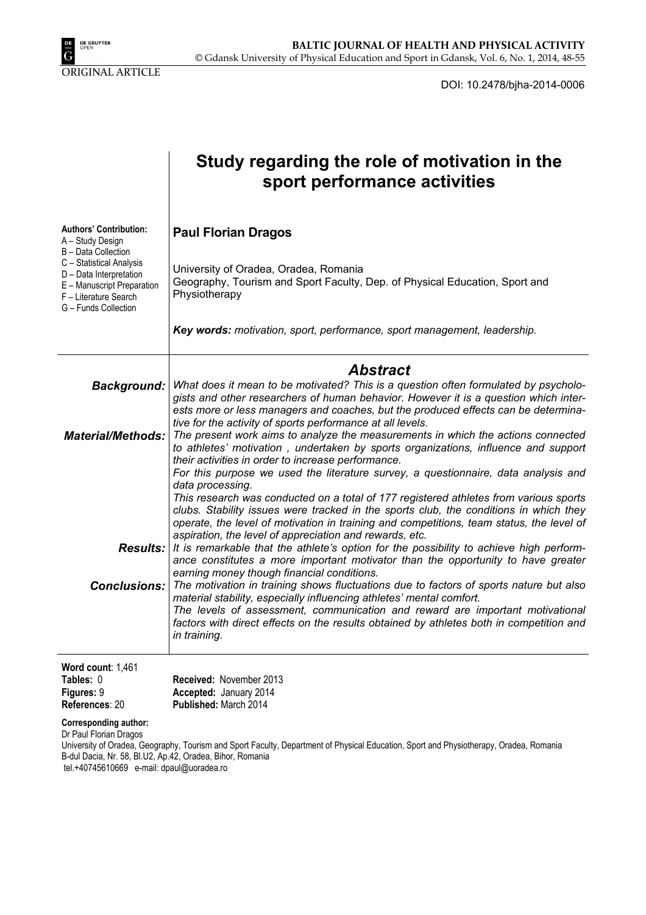ORIGINAL ARTICLE

DOI: 10.2478/bjha-2014-0006

# Study regarding the role of motivation in the sport performance activities

**Authors' Contribution:**
A – Study Design
B – Data Collection
C – Statistical Analysis
D – Data Interpretation
E – Manuscript Preparation
F – Literature Search
G – Funds Collection

**Paul Florian Dragos**

University of Oradea, Oradea, Romania
Geography, Tourism and Sport Faculty, Dep. of Physical Education, Sport and Physiotherapy

***Key words:*** *motivation, sport, performance, sport management, leadership.*

## *Abstract*

***Background:*** *What does it mean to be motivated? This is a question often formulated by psychologists and other researchers of human behavior. However it is a question which interests more or less managers and coaches, but the produced effects can be determinative for the activity of sports performance at all levels.*

***Material/Methods:*** *The present work aims to analyze the measurements in which the actions connected to athletes' motivation , undertaken by sports organizations, influence and support their activities in order to increase performance.*

*For this purpose we used the literature survey, a questionnaire, data analysis and data processing.*

*This research was conducted on a total of 177 registered athletes from various sports clubs. Stability issues were tracked in the sports club, the conditions in which they operate, the level of motivation in training and competitions, team status, the level of aspiration, the level of appreciation and rewards, etc.*

***Results:*** *It is remarkable that the athlete's option for the possibility to achieve high performance constitutes a more important motivator than the opportunity to have greater earning money though financial conditions.*

***Conclusions:*** *The motivation in training shows fluctuations due to factors of sports nature but also material stability, especially influencing athletes' mental comfort.*

*The levels of assessment, communication and reward are important motivational factors with direct effects on the results obtained by athletes both in competition and in training.*

**Word count**: 1,461
**Tables:** 0
**Figures:** 9
**References**: 20

**Received:** November 2013
**Accepted:** January 2014
**Published:** March 2014

**Corresponding author:**
Dr Paul Florian Dragos
University of Oradea, Geography, Tourism and Sport Faculty, Department of Physical Education, Sport and Physiotherapy, Oradea, Romania
B-dul Dacia, Nr. 58, Bl.U2, Ap.42, Oradea, Bihor, Romania
tel.+40745610669 e-mail: dpaul@uoradea.ro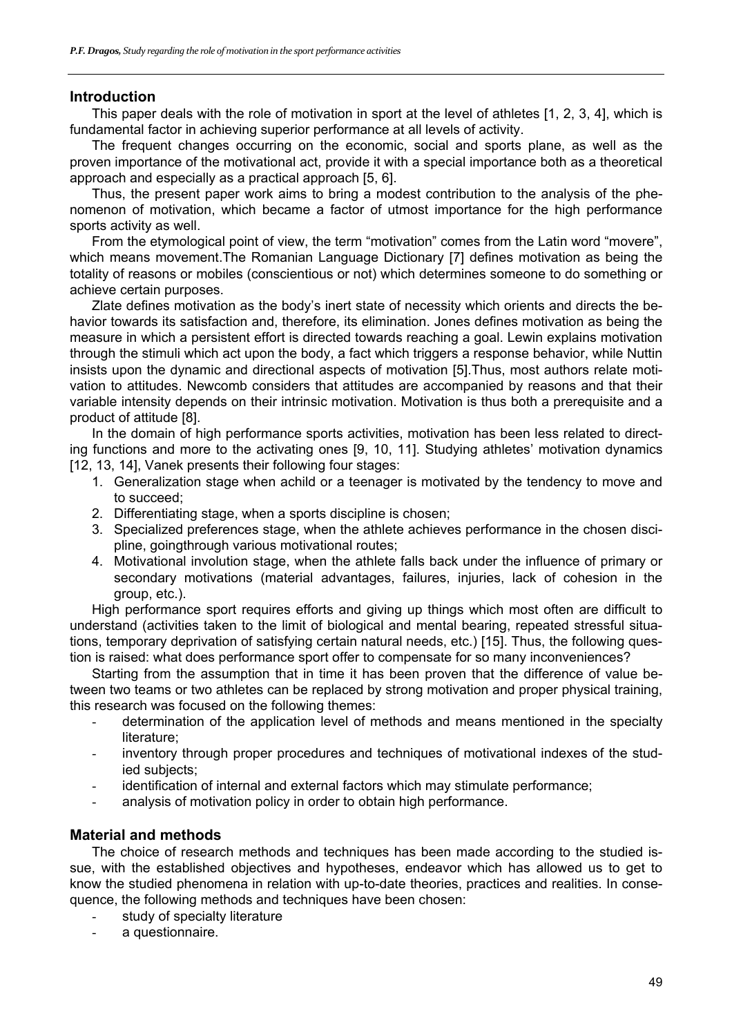## Introduction

This paper deals with the role of motivation in sport at the level of athletes [1, 2, 3, 4], which is fundamental factor in achieving superior performance at all levels of activity.

The frequent changes occurring on the economic, social and sports plane, as well as the proven importance of the motivational act, provide it with a special importance both as a theoretical approach and especially as a practical approach [5, 6].

Thus, the present paper work aims to bring a modest contribution to the analysis of the phenomenon of motivation, which became a factor of utmost importance for the high performance sports activity as well.

From the etymological point of view, the term "motivation" comes from the Latin word "movere", which means movement.The Romanian Language Dictionary [7] defines motivation as being the totality of reasons or mobiles (conscientious or not) which determines someone to do something or achieve certain purposes.

Zlate defines motivation as the body's inert state of necessity which orients and directs the behavior towards its satisfaction and, therefore, its elimination. Jones defines motivation as being the measure in which a persistent effort is directed towards reaching a goal. Lewin explains motivation through the stimuli which act upon the body, a fact which triggers a response behavior, while Nuttin insists upon the dynamic and directional aspects of motivation [5].Thus, most authors relate motivation to attitudes. Newcomb considers that attitudes are accompanied by reasons and that their variable intensity depends on their intrinsic motivation. Motivation is thus both a prerequisite and a product of attitude [8].

In the domain of high performance sports activities, motivation has been less related to directing functions and more to the activating ones [9, 10, 11]. Studying athletes' motivation dynamics [12, 13, 14], Vanek presents their following four stages:

1. Generalization stage when achild or a teenager is motivated by the tendency to move and to succeed;
2. Differentiating stage, when a sports discipline is chosen;
3. Specialized preferences stage, when the athlete achieves performance in the chosen discipline, goingthrough various motivational routes;
4. Motivational involution stage, when the athlete falls back under the influence of primary or secondary motivations (material advantages, failures, injuries, lack of cohesion in the group, etc.).

High performance sport requires efforts and giving up things which most often are difficult to understand (activities taken to the limit of biological and mental bearing, repeated stressful situations, temporary deprivation of satisfying certain natural needs, etc.) [15]. Thus, the following question is raised: what does performance sport offer to compensate for so many inconveniences?

Starting from the assumption that in time it has been proven that the difference of value between two teams or two athletes can be replaced by strong motivation and proper physical training, this research was focused on the following themes:

- determination of the application level of methods and means mentioned in the specialty literature;
- inventory through proper procedures and techniques of motivational indexes of the studied subjects;
- identification of internal and external factors which may stimulate performance;
- analysis of motivation policy in order to obtain high performance.

## Material and methods

The choice of research methods and techniques has been made according to the studied issue, with the established objectives and hypotheses, endeavor which has allowed us to get to know the studied phenomena in relation with up-to-date theories, practices and realities. In consequence, the following methods and techniques have been chosen:

- study of specialty literature
- a questionnaire.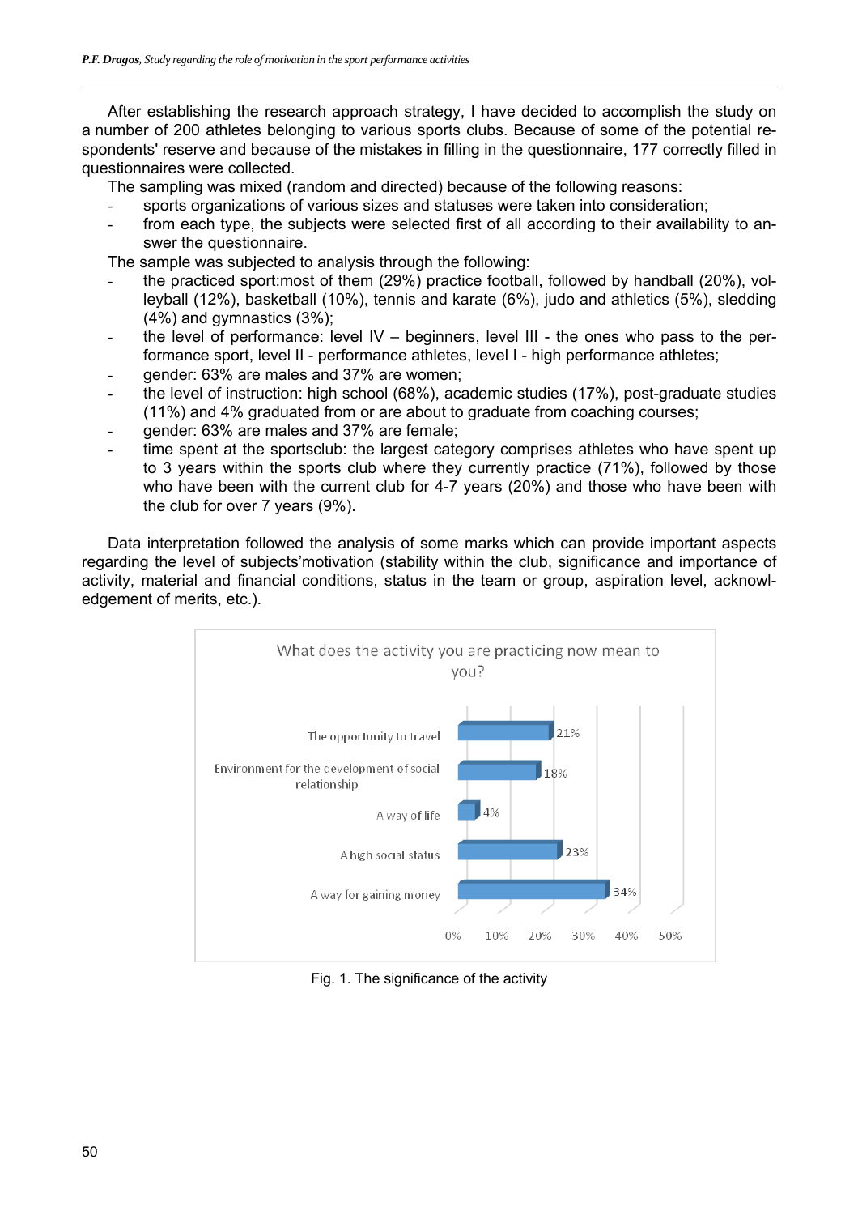After establishing the research approach strategy, I have decided to accomplish the study on a number of 200 athletes belonging to various sports clubs. Because of some of the potential respondents' reserve and because of the mistakes in filling in the questionnaire, 177 correctly filled in questionnaires were collected.

The sampling was mixed (random and directed) because of the following reasons:

- sports organizations of various sizes and statuses were taken into consideration;
- from each type, the subjects were selected first of all according to their availability to answer the questionnaire.

The sample was subjected to analysis through the following:

- the practiced sport:most of them (29%) practice football, followed by handball (20%), volleyball (12%), basketball (10%), tennis and karate (6%), judo and athletics (5%), sledding (4%) and gymnastics (3%);
- the level of performance: level IV – beginners, level III - the ones who pass to the performance sport, level II - performance athletes, level I - high performance athletes;
- gender: 63% are males and 37% are women;
- the level of instruction: high school (68%), academic studies (17%), post-graduate studies (11%) and 4% graduated from or are about to graduate from coaching courses;
- gender: 63% are males and 37% are female;
- time spent at the sportsclub: the largest category comprises athletes who have spent up to 3 years within the sports club where they currently practice (71%), followed by those who have been with the current club for 4-7 years (20%) and those who have been with the club for over 7 years (9%).

Data interpretation followed the analysis of some marks which can provide important aspects regarding the level of subjects'motivation (stability within the club, significance and importance of activity, material and financial conditions, status in the team or group, aspiration level, acknowledgement of merits, etc.).

What does the activity you are practicing now mean to you?

| Answer | Percentage |
|---|---|
| The opportunity to travel | 21% |
| Environment for the development of social relationship | 18% |
| A way of life | 4% |
| A high social status | 23% |
| A way for gaining money | 34% |

Fig. 1. The significance of the activity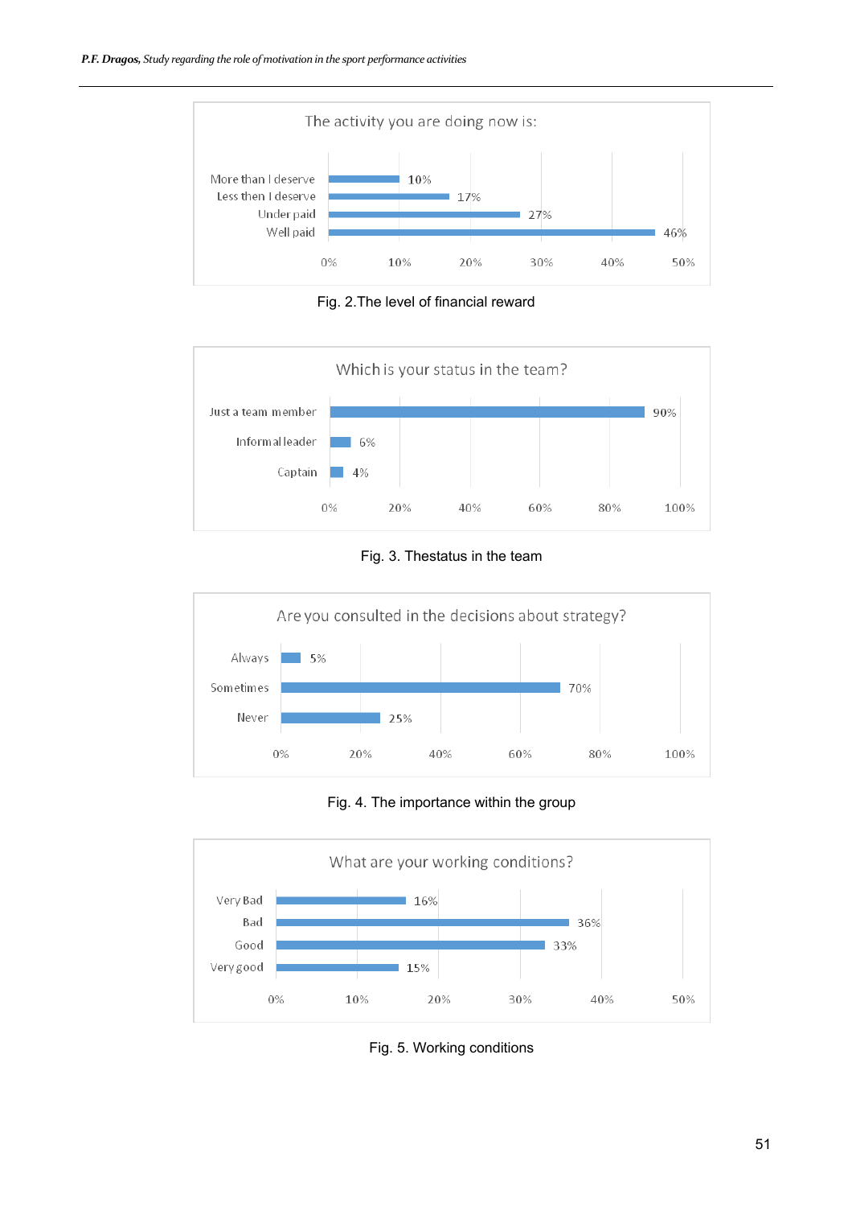The activity you are doing now is:

| | |
|---|---|
| More than I deserve | 10% |
| Less then I deserve | 17% |
| Under paid | 27% |
| Well paid | 46% |

Fig. 2.The level of financial reward

Which is your status in the team?

| | |
|---|---|
| Just a team member | 90% |
| Informal leader | 6% |
| Captain | 4% |

Fig. 3. Thestatus in the team

Are you consulted in the decisions about strategy?

| | |
|---|---|
| Always | 5% |
| Sometimes | 70% |
| Never | 25% |

Fig. 4. The importance within the group

What are your working conditions?

| | |
|---|---|
| Very Bad | 16% |
| Bad | 36% |
| Good | 33% |
| Very good | 15% |

Fig. 5. Working conditions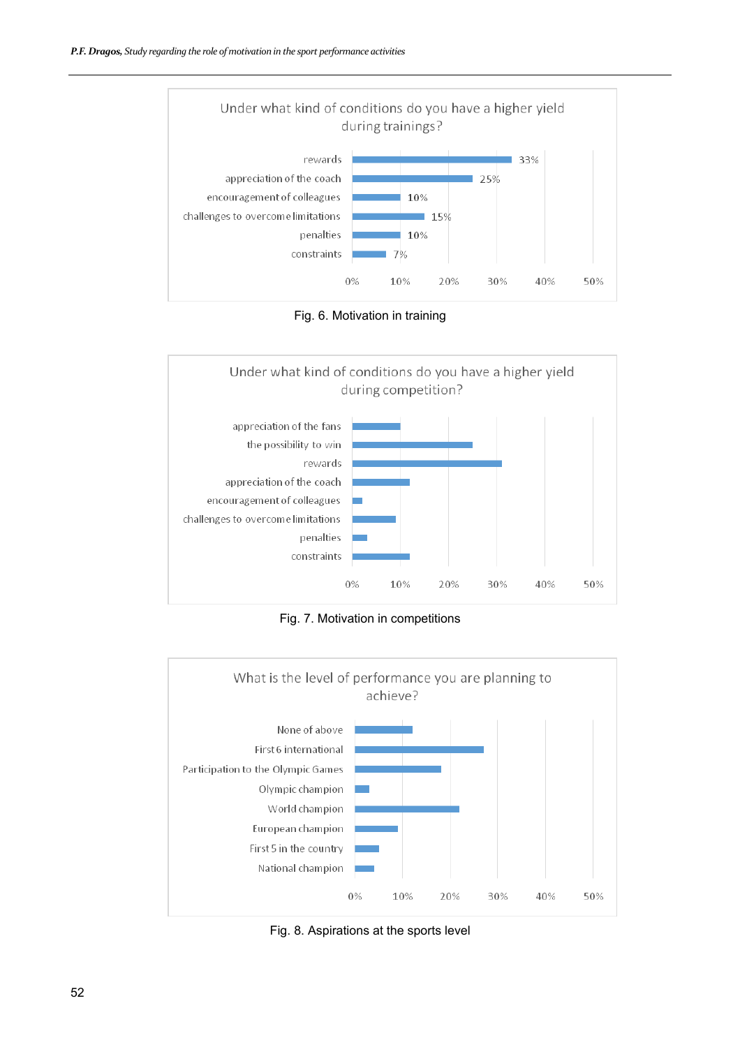Under what kind of conditions do you have a higher yield during trainings?

| Condition | Percentage |
| --- | --- |
| rewards | 33% |
| appreciation of the coach | 25% |
| encouragement of colleagues | 10% |
| challenges to overcome limitations | 15% |
| penalties | 10% |
| constraints | 7% |

Fig. 6. Motivation in training

Under what kind of conditions do you have a higher yield during competition?

- appreciation of the fans
- the possibility to win
- rewards
- appreciation of the coach
- encouragement of colleagues
- challenges to overcome limitations
- penalties
- constraints

Fig. 7. Motivation in competitions

What is the level of performance you are planning to achieve?

- None of above
- First 6 international
- Participation to the Olympic Games
- Olympic champion
- World champion
- European champion
- First 5 in the country
- National champion

Fig. 8. Aspirations at the sports level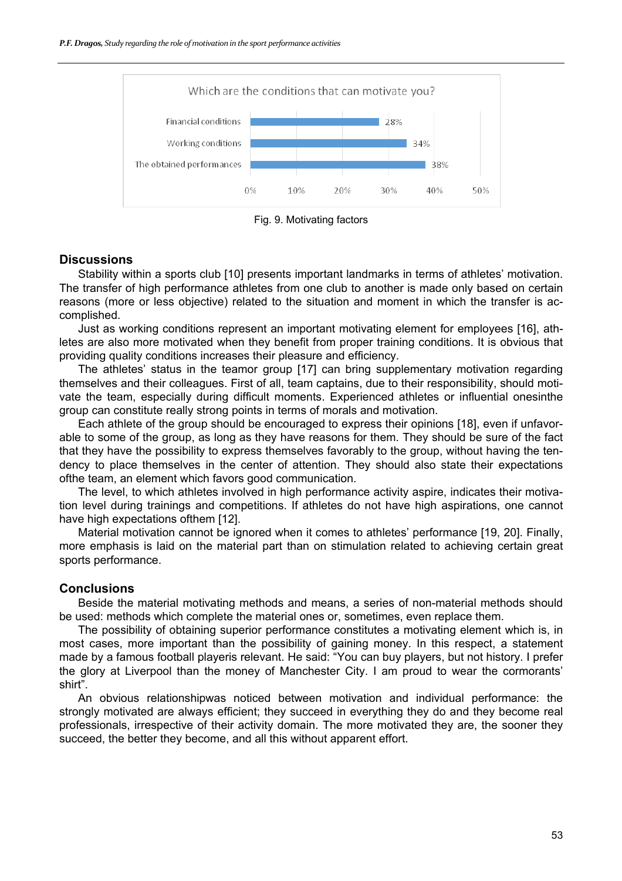Which are the conditions that can motivate you?

| Condition | Percentage |
|---|---|
| Financial conditions | 28% |
| Working conditions | 34% |
| The obtained performances | 38% |

Fig. 9. Motivating factors

## Discussions

Stability within a sports club [10] presents important landmarks in terms of athletes' motivation. The transfer of high performance athletes from one club to another is made only based on certain reasons (more or less objective) related to the situation and moment in which the transfer is accomplished.

Just as working conditions represent an important motivating element for employees [16], athletes are also more motivated when they benefit from proper training conditions. It is obvious that providing quality conditions increases their pleasure and efficiency.

The athletes' status in the teamor group [17] can bring supplementary motivation regarding themselves and their colleagues. First of all, team captains, due to their responsibility, should motivate the team, especially during difficult moments. Experienced athletes or influential onesinthe group can constitute really strong points in terms of morals and motivation.

Each athlete of the group should be encouraged to express their opinions [18], even if unfavorable to some of the group, as long as they have reasons for them. They should be sure of the fact that they have the possibility to express themselves favorably to the group, without having the tendency to place themselves in the center of attention. They should also state their expectations ofthe team, an element which favors good communication.

The level, to which athletes involved in high performance activity aspire, indicates their motivation level during trainings and competitions. If athletes do not have high aspirations, one cannot have high expectations ofthem [12].

Material motivation cannot be ignored when it comes to athletes' performance [19, 20]. Finally, more emphasis is laid on the material part than on stimulation related to achieving certain great sports performance.

## Conclusions

Beside the material motivating methods and means, a series of non-material methods should be used: methods which complete the material ones or, sometimes, even replace them.

The possibility of obtaining superior performance constitutes a motivating element which is, in most cases, more important than the possibility of gaining money. In this respect, a statement made by a famous football playeris relevant. He said: "You can buy players, but not history. I prefer the glory at Liverpool than the money of Manchester City. I am proud to wear the cormorants' shirt".

An obvious relationshipwas noticed between motivation and individual performance: the strongly motivated are always efficient; they succeed in everything they do and they become real professionals, irrespective of their activity domain. The more motivated they are, the sooner they succeed, the better they become, and all this without apparent effort.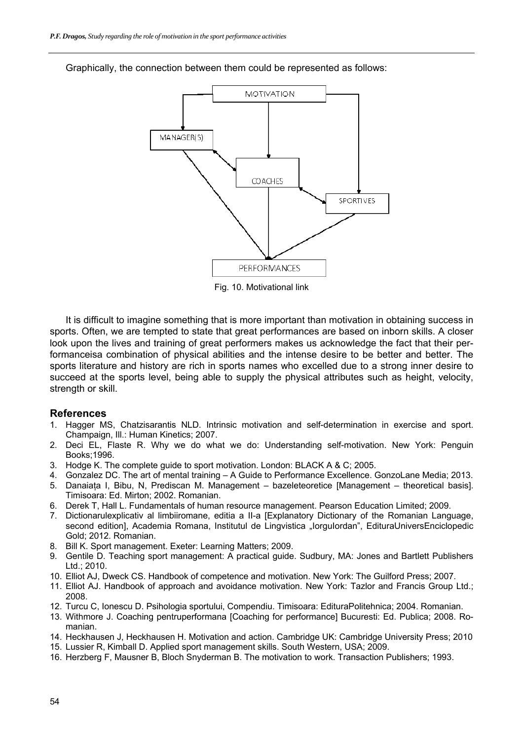Graphically, the connection between them could be represented as follows:

Fig. 10. Motivational link

It is difficult to imagine something that is more important than motivation in obtaining success in sports. Often, we are tempted to state that great performances are based on inborn skills. A closer look upon the lives and training of great performers makes us acknowledge the fact that their performanceisa combination of physical abilities and the intense desire to be better and better. The sports literature and history are rich in sports names who excelled due to a strong inner desire to succeed at the sports level, being able to supply the physical attributes such as height, velocity, strength or skill.

## References

1. Hagger MS, Chatzisarantis NLD. Intrinsic motivation and self-determination in exercise and sport. Champaign, Ill.: Human Kinetics; 2007.
2. Deci EL, Flaste R. Why we do what we do: Understanding self-motivation. New York: Penguin Books;1996.
3. Hodge K. The complete guide to sport motivation. London: BLACK A & C; 2005.
4. Gonzalez DC. The art of mental training – A Guide to Performance Excellence. GonzoLane Media; 2013.
5. Danaiața I, Bibu, N, Prediscan M. Management – bazeleteoretice [Management – theoretical basis]. Timisoara: Ed. Mirton; 2002. Romanian.
6. Derek T, Hall L. Fundamentals of human resource management. Pearson Education Limited; 2009.
7. Dictionarulexplicativ al limbiiromane, editia a II-a [Explanatory Dictionary of the Romanian Language, second edition], Academia Romana, Institutul de Lingvistica „IorguIordan", EdituraUniversEnciclopedic Gold; 2012. Romanian.
8. Bill K. Sport management. Exeter: Learning Matters; 2009.
9. Gentile D. Teaching sport management: A practical guide. Sudbury, MA: Jones and Bartlett Publishers Ltd.; 2010.
10. Elliot AJ, Dweck CS. Handbook of competence and motivation. New York: The Guilford Press; 2007.
11. Elliot AJ. Handbook of approach and avoidance motivation. New York: Tazlor and Francis Group Ltd.; 2008.
12. Turcu C, Ionescu D. Psihologia sportului, Compendiu. Timisoara: EdituraPolitehnica; 2004. Romanian.
13. Withmore J. Coaching pentruperformana [Coaching for performance] Bucuresti: Ed. Publica; 2008. Romanian.
14. Heckhausen J, Heckhausen H. Motivation and action. Cambridge UK: Cambridge University Press; 2010
15. Lussier R, Kimball D. Applied sport management skills. South Western, USA; 2009.
16. Herzberg F, Mausner B, Bloch Snyderman B. The motivation to work. Transaction Publishers; 1993.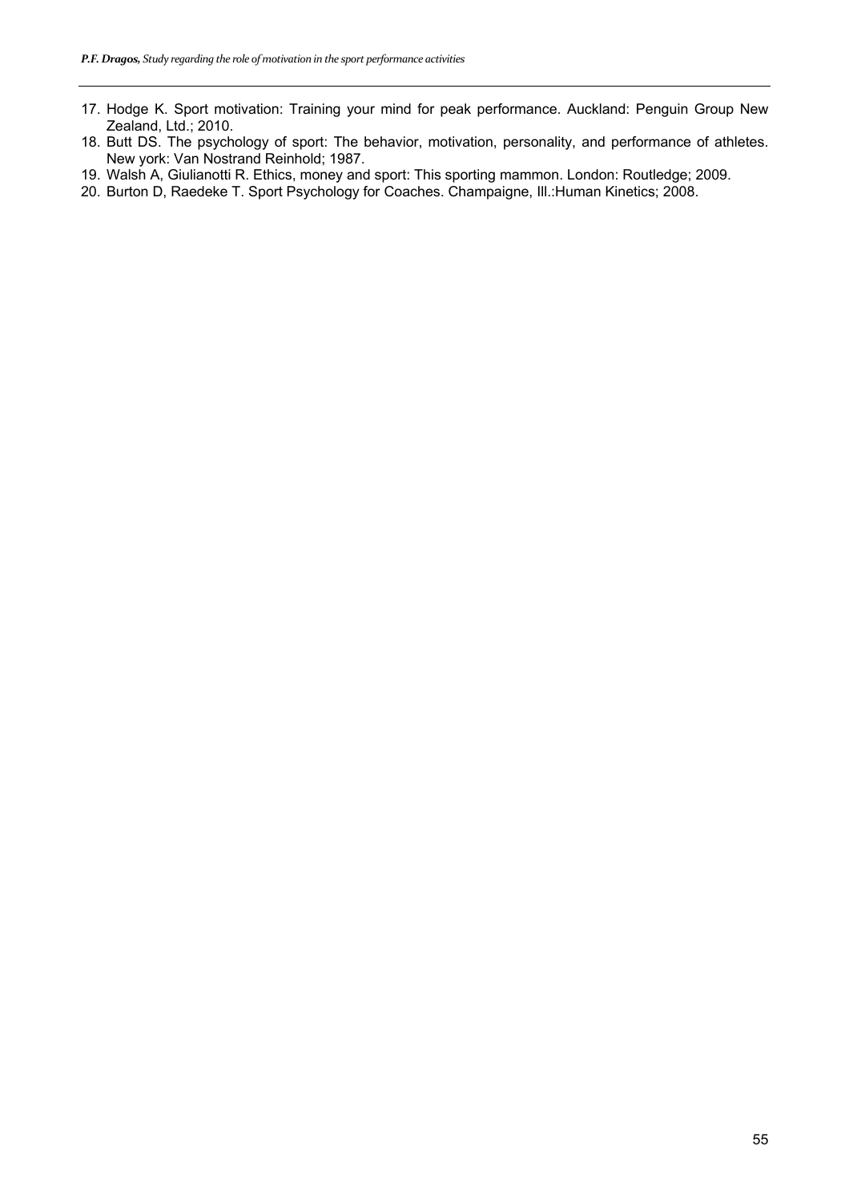17. Hodge K. Sport motivation: Training your mind for peak performance. Auckland: Penguin Group New Zealand, Ltd.; 2010.
18. Butt DS. The psychology of sport: The behavior, motivation, personality, and performance of athletes. New york: Van Nostrand Reinhold; 1987.
19. Walsh A, Giulianotti R. Ethics, money and sport: This sporting mammon. London: Routledge; 2009.
20. Burton D, Raedeke T. Sport Psychology for Coaches. Champaigne, Ill.:Human Kinetics; 2008.